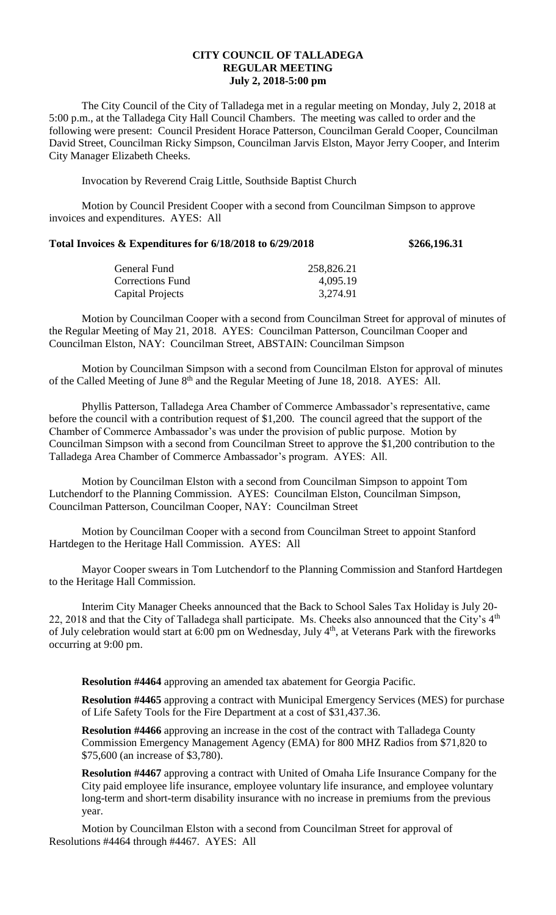# CITY COUNCIL OF TALLADEGA
## REGULAR MEETING
### July 2, 2018-5:00 pm

The City Council of the City of Talladega met in a regular meeting on Monday, July 2, 2018 at 5:00 p.m., at the Talladega City Hall Council Chambers. The meeting was called to order and the following were present: Council President Horace Patterson, Councilman Gerald Cooper, Councilman David Street, Councilman Ricky Simpson, Councilman Jarvis Elston, Mayor Jerry Cooper, and Interim City Manager Elizabeth Cheeks.

Invocation by Reverend Craig Little, Southside Baptist Church

Motion by Council President Cooper with a second from Councilman Simpson to approve invoices and expenditures. AYES: All

**Total Invoices & Expenditures for 6/18/2018 to 6/29/2018 $266,196.31**

| | |
|---|---|
| General Fund | 258,826.21 |
| Corrections Fund | 4,095.19 |
| Capital Projects | 3,274.91 |

Motion by Councilman Cooper with a second from Councilman Street for approval of minutes of the Regular Meeting of May 21, 2018. AYES: Councilman Patterson, Councilman Cooper and Councilman Elston, NAY: Councilman Street, ABSTAIN: Councilman Simpson

Motion by Councilman Simpson with a second from Councilman Elston for approval of minutes of the Called Meeting of June 8th and the Regular Meeting of June 18, 2018. AYES: All.

Phyllis Patterson, Talladega Area Chamber of Commerce Ambassador's representative, came before the council with a contribution request of $1,200. The council agreed that the support of the Chamber of Commerce Ambassador's was under the provision of public purpose. Motion by Councilman Simpson with a second from Councilman Street to approve the $1,200 contribution to the Talladega Area Chamber of Commerce Ambassador's program. AYES: All.

Motion by Councilman Elston with a second from Councilman Simpson to appoint Tom Lutchendorf to the Planning Commission. AYES: Councilman Elston, Councilman Simpson, Councilman Patterson, Councilman Cooper, NAY: Councilman Street

Motion by Councilman Cooper with a second from Councilman Street to appoint Stanford Hartdegen to the Heritage Hall Commission. AYES: All

Mayor Cooper swears in Tom Lutchendorf to the Planning Commission and Stanford Hartdegen to the Heritage Hall Commission.

Interim City Manager Cheeks announced that the Back to School Sales Tax Holiday is July 20-22, 2018 and that the City of Talladega shall participate. Ms. Cheeks also announced that the City's 4th of July celebration would start at 6:00 pm on Wednesday, July 4th, at Veterans Park with the fireworks occurring at 9:00 pm.

**Resolution #4464** approving an amended tax abatement for Georgia Pacific.

**Resolution #4465** approving a contract with Municipal Emergency Services (MES) for purchase of Life Safety Tools for the Fire Department at a cost of $31,437.36.

**Resolution #4466** approving an increase in the cost of the contract with Talladega County Commission Emergency Management Agency (EMA) for 800 MHZ Radios from $71,820 to $75,600 (an increase of $3,780).

**Resolution #4467** approving a contract with United of Omaha Life Insurance Company for the City paid employee life insurance, employee voluntary life insurance, and employee voluntary long-term and short-term disability insurance with no increase in premiums from the previous year.

Motion by Councilman Elston with a second from Councilman Street for approval of Resolutions #4464 through #4467. AYES: All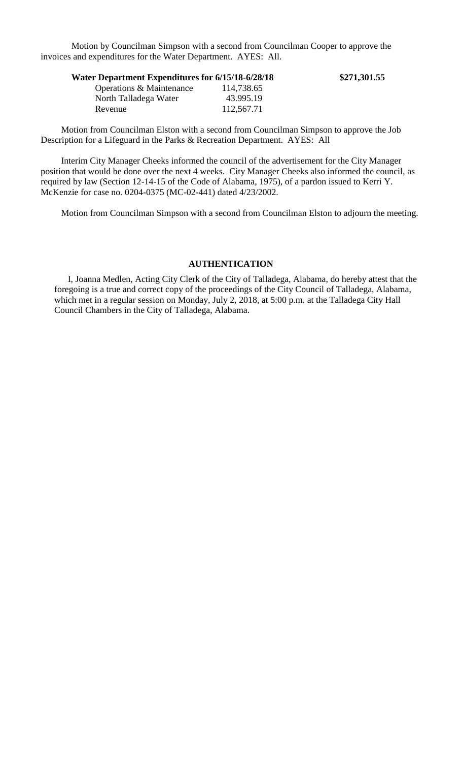Motion by Councilman Simpson with a second from Councilman Cooper to approve the invoices and expenditures for the Water Department. AYES: All.

| | | |
|---|---|---|
| **Water Department Expenditures for 6/15/18-6/28/18** | | **\$271,301.55** |
| Operations & Maintenance | 114,738.65 | |
| North Talladega Water | 43.995.19 | |
| Revenue | 112,567.71 | |

Motion from Councilman Elston with a second from Councilman Simpson to approve the Job Description for a Lifeguard in the Parks & Recreation Department. AYES: All

Interim City Manager Cheeks informed the council of the advertisement for the City Manager position that would be done over the next 4 weeks. City Manager Cheeks also informed the council, as required by law (Section 12-14-15 of the Code of Alabama, 1975), of a pardon issued to Kerri Y. McKenzie for case no. 0204-0375 (MC-02-441) dated 4/23/2002.

Motion from Councilman Simpson with a second from Councilman Elston to adjourn the meeting.

## AUTHENTICATION

I, Joanna Medlen, Acting City Clerk of the City of Talladega, Alabama, do hereby attest that the foregoing is a true and correct copy of the proceedings of the City Council of Talladega, Alabama, which met in a regular session on Monday, July 2, 2018, at 5:00 p.m. at the Talladega City Hall Council Chambers in the City of Talladega, Alabama.